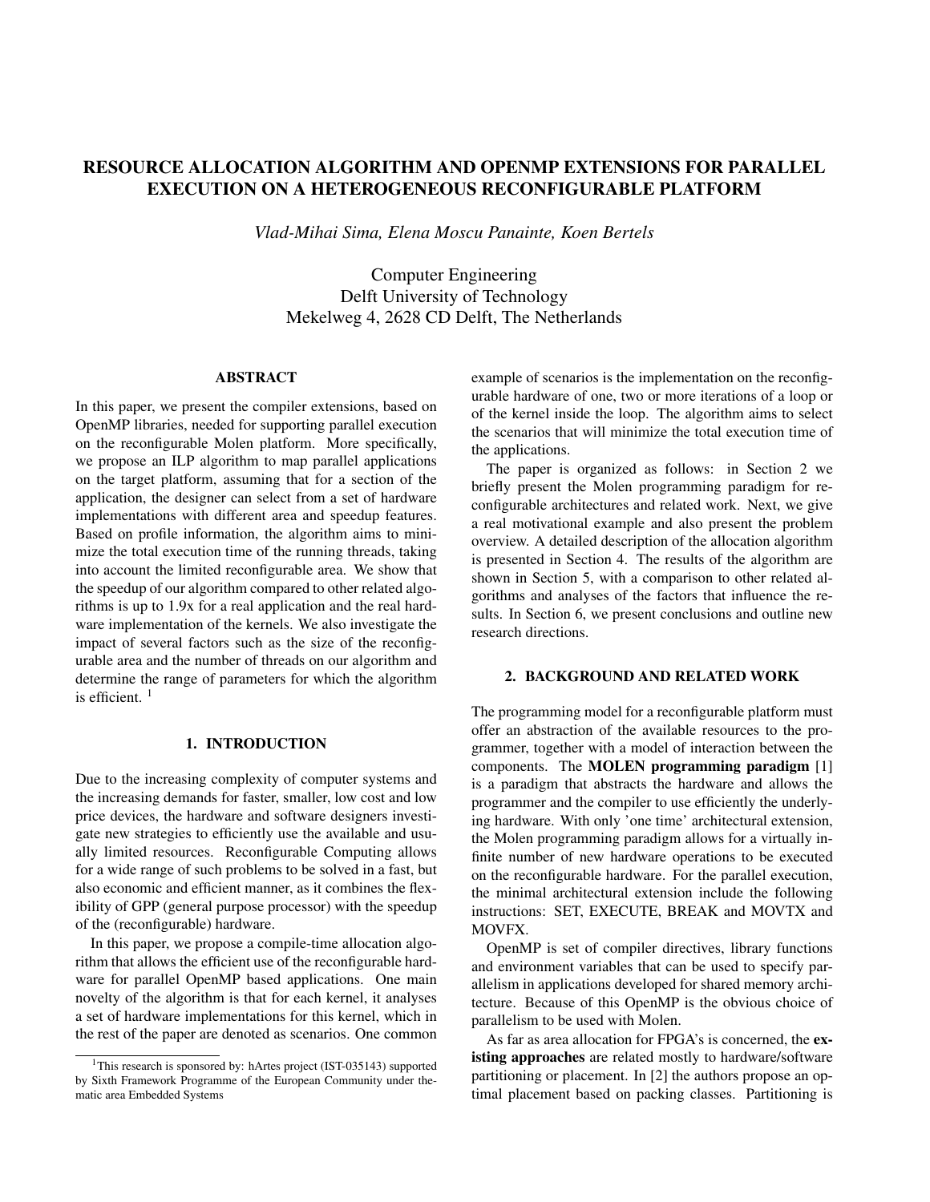# RESOURCE ALLOCATION ALGORITHM AND OPENMP EXTENSIONS FOR PARALLEL EXECUTION ON A HETEROGENEOUS RECONFIGURABLE PLATFORM

*Vlad-Mihai Sima, Elena Moscu Panainte, Koen Bertels*

Computer Engineering
Delft University of Technology
Mekelweg 4, 2628 CD Delft, The Netherlands

## ABSTRACT

In this paper, we present the compiler extensions, based on OpenMP libraries, needed for supporting parallel execution on the reconfigurable Molen platform. More specifically, we propose an ILP algorithm to map parallel applications on the target platform, assuming that for a section of the application, the designer can select from a set of hardware implementations with different area and speedup features. Based on profile information, the algorithm aims to minimize the total execution time of the running threads, taking into account the limited reconfigurable area. We show that the speedup of our algorithm compared to other related algorithms is up to 1.9x for a real application and the real hardware implementation of the kernels. We also investigate the impact of several factors such as the size of the reconfigurable area and the number of threads on our algorithm and determine the range of parameters for which the algorithm is efficient. [1]

## 1. INTRODUCTION

Due to the increasing complexity of computer systems and the increasing demands for faster, smaller, low cost and low price devices, the hardware and software designers investigate new strategies to efficiently use the available and usually limited resources. Reconfigurable Computing allows for a wide range of such problems to be solved in a fast, but also economic and efficient manner, as it combines the flexibility of GPP (general purpose processor) with the speedup of the (reconfigurable) hardware.

In this paper, we propose a compile-time allocation algorithm that allows the efficient use of the reconfigurable hardware for parallel OpenMP based applications. One main novelty of the algorithm is that for each kernel, it analyses a set of hardware implementations for this kernel, which in the rest of the paper are denoted as scenarios. One common example of scenarios is the implementation on the reconfigurable hardware of one, two or more iterations of a loop or of the kernel inside the loop. The algorithm aims to select the scenarios that will minimize the total execution time of the applications.

The paper is organized as follows: in Section 2 we briefly present the Molen programming paradigm for reconfigurable architectures and related work. Next, we give a real motivational example and also present the problem overview. A detailed description of the allocation algorithm is presented in Section 4. The results of the algorithm are shown in Section 5, with a comparison to other related algorithms and analyses of the factors that influence the results. In Section 6, we present conclusions and outline new research directions.

## 2. BACKGROUND AND RELATED WORK

The programming model for a reconfigurable platform must offer an abstraction of the available resources to the programmer, together with a model of interaction between the components. The **MOLEN programming paradigm** [1] is a paradigm that abstracts the hardware and allows the programmer and the compiler to use efficiently the underlying hardware. With only 'one time' architectural extension, the Molen programming paradigm allows for a virtually infinite number of new hardware operations to be executed on the reconfigurable hardware. For the parallel execution, the minimal architectural extension include the following instructions: SET, EXECUTE, BREAK and MOVTX and MOVFX.

OpenMP is set of compiler directives, library functions and environment variables that can be used to specify parallelism in applications developed for shared memory architecture. Because of this OpenMP is the obvious choice of parallelism to be used with Molen.

As far as area allocation for FPGA's is concerned, the **existing approaches** are related mostly to hardware/software partitioning or placement. In [2] the authors propose an optimal placement based on packing classes. Partitioning is

[1] This research is sponsored by: hArtes project (IST-035143) supported by Sixth Framework Programme of the European Community under thematic area Embedded Systems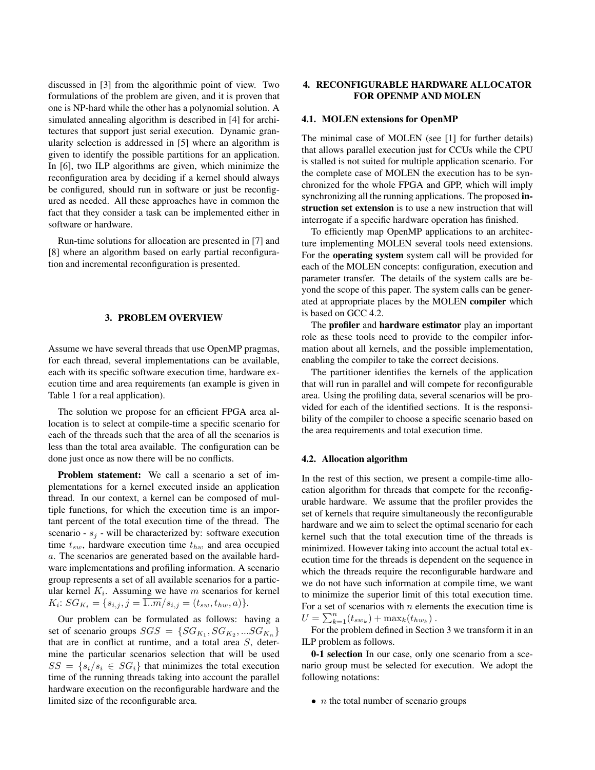discussed in [3] from the algorithmic point of view. Two formulations of the problem are given, and it is proven that one is NP-hard while the other has a polynomial solution. A simulated annealing algorithm is described in [4] for architectures that support just serial execution. Dynamic granularity selection is addressed in [5] where an algorithm is given to identify the possible partitions for an application. In [6], two ILP algorithms are given, which minimize the reconfiguration area by deciding if a kernel should always be configured, should run in software or just be reconfigured as needed. All these approaches have in common the fact that they consider a task can be implemented either in software or hardware.

Run-time solutions for allocation are presented in [7] and [8] where an algorithm based on early partial reconfiguration and incremental reconfiguration is presented.

## 3. PROBLEM OVERVIEW

Assume we have several threads that use OpenMP pragmas, for each thread, several implementations can be available, each with its specific software execution time, hardware execution time and area requirements (an example is given in Table 1 for a real application).

The solution we propose for an efficient FPGA area allocation is to select at compile-time a specific scenario for each of the threads such that the area of all the scenarios is less than the total area available. The configuration can be done just once as now there will be no conflicts.

**Problem statement:** We call a scenario a set of implementations for a kernel executed inside an application thread. In our context, a kernel can be composed of multiple functions, for which the execution time is an important percent of the total execution time of the thread. The scenario - $s_j$ - will be characterized by: software execution time $t_{sw}$, hardware execution time $t_{hw}$ and area occupied $a$. The scenarios are generated based on the available hardware implementations and profiling information. A scenario group represents a set of all available scenarios for a particular kernel $K_i$. Assuming we have $m$ scenarios for kernel $K_i$: $SG_{K_i} = \{s_{i,j}, j = \overline{1..m}/s_{i,j} = (t_{sw}, t_{hw}, a)\}$.

Our problem can be formulated as follows: having a set of scenario groups $SGS = \{SG_{K_1}, SG_{K_2}, ...SG_{K_n}\}$ that are in conflict at runtime, and a total area $S$, determine the particular scenarios selection that will be used $SS = \{s_i/s_i \in SG_i\}$ that minimizes the total execution time of the running threads taking into account the parallel hardware execution on the reconfigurable hardware and the limited size of the reconfigurable area.

## 4. RECONFIGURABLE HARDWARE ALLOCATOR FOR OPENMP AND MOLEN

### 4.1. MOLEN extensions for OpenMP

The minimal case of MOLEN (see [1] for further details) that allows parallel execution just for CCUs while the CPU is stalled is not suited for multiple application scenario. For the complete case of MOLEN the execution has to be synchronized for the whole FPGA and GPP, which will imply synchronizing all the running applications. The proposed **instruction set extension** is to use a new instruction that will interrogate if a specific hardware operation has finished.

To efficiently map OpenMP applications to an architecture implementing MOLEN several tools need extensions. For the **operating system** system call will be provided for each of the MOLEN concepts: configuration, execution and parameter transfer. The details of the system calls are beyond the scope of this paper. The system calls can be generated at appropriate places by the MOLEN **compiler** which is based on GCC 4.2.

The **profiler** and **hardware estimator** play an important role as these tools need to provide to the compiler information about all kernels, and the possible implementation, enabling the compiler to take the correct decisions.

The partitioner identifies the kernels of the application that will run in parallel and will compete for reconfigurable area. Using the profiling data, several scenarios will be provided for each of the identified sections. It is the responsibility of the compiler to choose a specific scenario based on the area requirements and total execution time.

### 4.2. Allocation algorithm

In the rest of this section, we present a compile-time allocation algorithm for threads that compete for the reconfigurable hardware. We assume that the profiler provides the set of kernels that require simultaneously the reconfigurable hardware and we aim to select the optimal scenario for each kernel such that the total execution time of the threads is minimized. However taking into account the actual total execution time for the threads is dependent on the sequence in which the threads require the reconfigurable hardware and we do not have such information at compile time, we want to minimize the superior limit of this total execution time. For a set of scenarios with $n$ elements the execution time is $U = \sum_{k=1}^{n}(t_{sw_k}) + \max_k(t_{hw_k})$ .

For the problem defined in Section 3 we transform it in an ILP problem as follows.

**0-1 selection** In our case, only one scenario from a scenario group must be selected for execution. We adopt the following notations:

- $n$ the total number of scenario groups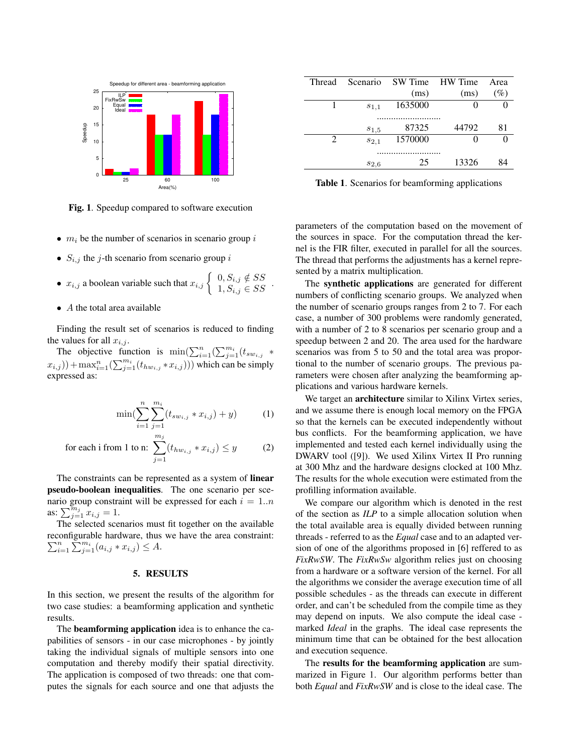Fig. 1. Speedup compared to software execution

| Thread | Scenario | SW Time (ms) | HW Time (ms) | Area (%) |
|---|---|---|---|---|
| 1 | $s_{1,1}$ | 1635000 | 0 | 0 |
| | ........................ | | | |
| | $s_{1,5}$ | 87325 | 44792 | 81 |
| 2 | $s_{2,1}$ | 1570000 | 0 | 0 |
| | ........................ | | | |
| | $s_{2,6}$ | 25 | 13326 | 84 |

**Table 1**. Scenarios for beamforming applications

- $m_i$ be the number of scenarios in scenario group $i$
- $S_{i,j}$ the $j$-th scenario from scenario group $i$
- $x_{i,j}$ a boolean variable such that $x_{i,j} \begin{cases} 0, S_{i,j} \notin SS \\ 1, S_{i,j} \in SS \end{cases}$.
- $A$ the total area available

Finding the result set of scenarios is reduced to finding the values for all $x_{i,j}$.

The objective function is $\min(\sum_{i=1}^{n}(\sum_{j=1}^{m_i}(t_{sw_{i,j}} * x_{i,j})) + \max_{i=1}^{n}(\sum_{j=1}^{m_i}(t_{hw_{i,j}} * x_{i,j})))$ which can be simply expressed as:

$$\min(\sum_{i=1}^{n}\sum_{j=1}^{m_i}(t_{sw_{i,j}} * x_{i,j}) + y) \quad (1)$$

$$\text{for each i from 1 to n: } \sum_{j=1}^{m_j}(t_{hw_{i,j}} * x_{i,j}) \leq y \quad (2)$$

The constraints can be represented as a system of **linear pseudo-boolean inequalities**. The one scenario per scenario group constraint will be expressed for each $i = 1..n$ as: $\sum_{j=1}^{m_j} x_{i,j} = 1$.

The selected scenarios must fit together on the available reconfigurable hardware, thus we have the area constraint: $\sum_{i=1}^{n}\sum_{j=1}^{m_i}(a_{i,j} * x_{i,j}) \leq A$.

## 5. RESULTS

In this section, we present the results of the algorithm for two case studies: a beamforming application and synthetic results.

The **beamforming application** idea is to enhance the capabilities of sensors - in our case microphones - by jointly taking the individual signals of multiple sensors into one computation and thereby modify their spatial directivity. The application is composed of two threads: one that computes the signals for each source and one that adjusts the parameters of the computation based on the movement of the sources in space. For the computation thread the kernel is the FIR filter, executed in parallel for all the sources. The thread that performs the adjustments has a kernel represented by a matrix multiplication.

The **synthetic applications** are generated for different numbers of conflicting scenario groups. We analyzed when the number of scenario groups ranges from 2 to 7. For each case, a number of 300 problems were randomly generated, with a number of 2 to 8 scenarios per scenario group and a speedup between 2 and 20. The area used for the hardware scenarios was from 5 to 50 and the total area was proportional to the number of scenario groups. The previous parameters were chosen after analyzing the beamforming applications and various hardware kernels.

We target an **architecture** similar to Xilinx Virtex series, and we assume there is enough local memory on the FPGA so that the kernels can be executed independently without bus conflicts. For the beamforming application, we have implemented and tested each kernel individually using the DWARV tool ([9]). We used Xilinx Virtex II Pro running at 300 Mhz and the hardware designs clocked at 100 Mhz. The results for the whole execution were estimated from the profilling information available.

We compare our algorithm which is denoted in the rest of the section as *ILP* to a simple allocation solution when the total available area is equally divided between running threads - referred to as the *Equal* case and to an adapted version of one of the algorithms proposed in [6] reffered to as *FixRwSW*. The *FixRwSw* algorithm relies just on choosing from a hardware or a software version of the kernel. For all the algorithms we consider the average execution time of all possible schedules - as the threads can execute in different order, and can't be scheduled from the compile time as they may depend on inputs. We also compute the ideal case - marked *Ideal* in the graphs. The ideal case represents the minimum time that can be obtained for the best allocation and execution sequence.

The **results for the beamforming application** are summarized in Figure 1. Our algorithm performs better than both *Equal* and *FixRwSW* and is close to the ideal case. The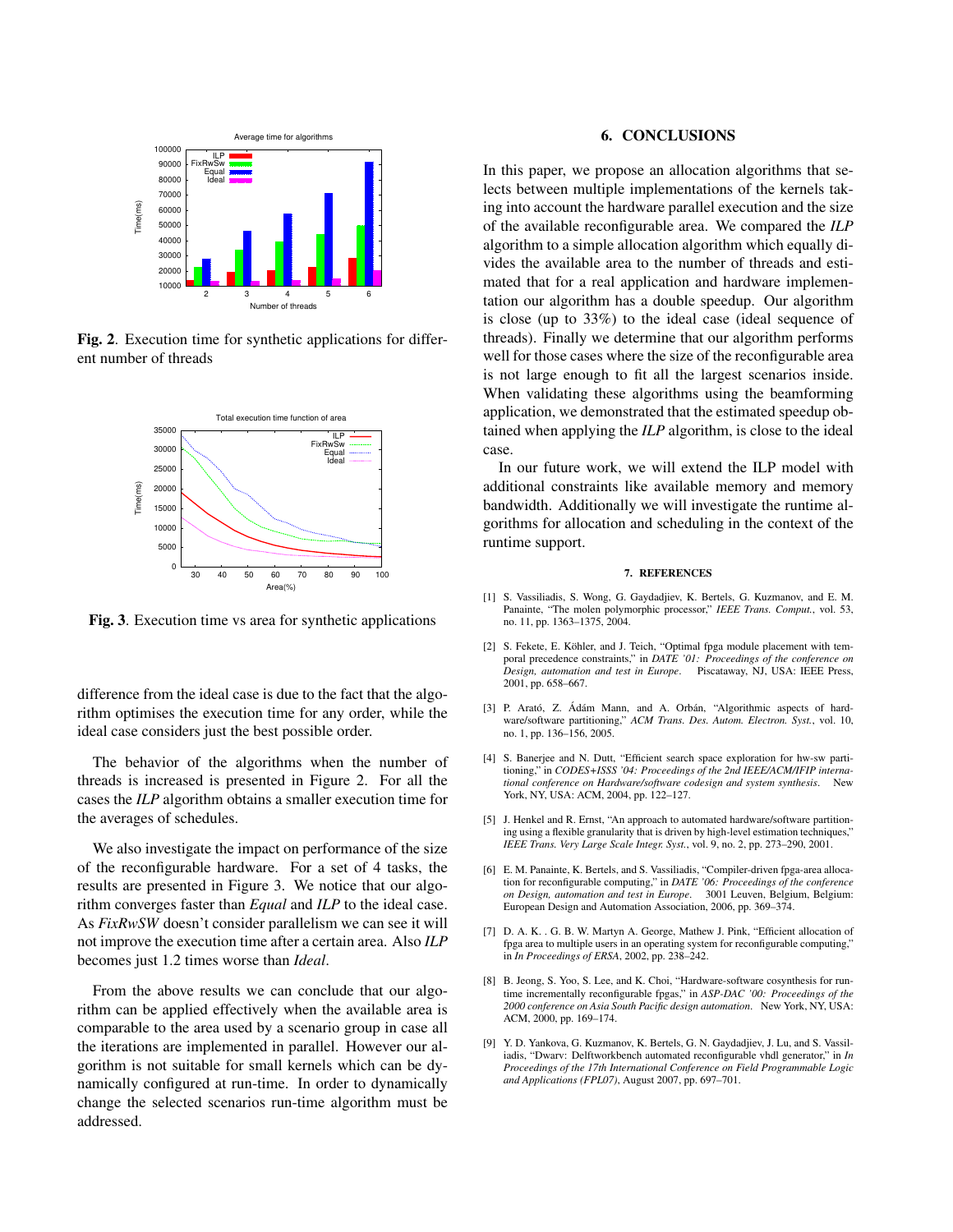Average time for algorithms

100000
90000
80000
70000
60000
50000
40000
30000
20000
10000

Time(ms)

ILP
FixRwSw
Equal
Ideal

2 3 4 5 6

Number of threads

**Fig. 2**. Execution time for synthetic applications for different number of threads

Total execution time function of area

35000
30000
25000
20000
15000
10000
5000
0

Time(ms)

ILP
FixRwSw
Equal
Ideal

30 40 50 60 70 80 90 100

Area(%)

**Fig. 3**. Execution time vs area for synthetic applications

difference from the ideal case is due to the fact that the algorithm optimises the execution time for any order, while the ideal case considers just the best possible order.

The behavior of the algorithms when the number of threads is increased is presented in Figure 2. For all the cases the *ILP* algorithm obtains a smaller execution time for the averages of schedules.

We also investigate the impact on performance of the size of the reconfigurable hardware. For a set of 4 tasks, the results are presented in Figure 3. We notice that our algorithm converges faster than *Equal* and *ILP* to the ideal case. As *FixRwSW* doesn't consider parallelism we can see it will not improve the execution time after a certain area. Also *ILP* becomes just 1.2 times worse than *Ideal*.

From the above results we can conclude that our algorithm can be applied effectively when the available area is comparable to the area used by a scenario group in case all the iterations are implemented in parallel. However our algorithm is not suitable for small kernels which can be dynamically configured at run-time. In order to dynamically change the selected scenarios run-time algorithm must be addressed.

## 6. CONCLUSIONS

In this paper, we propose an allocation algorithms that selects between multiple implementations of the kernels taking into account the hardware parallel execution and the size of the available reconfigurable area. We compared the *ILP* algorithm to a simple allocation algorithm which equally divides the available area to the number of threads and estimated that for a real application and hardware implementation our algorithm has a double speedup. Our algorithm is close (up to 33%) to the ideal case (ideal sequence of threads). Finally we determine that our algorithm performs well for those cases where the size of the reconfigurable area is not large enough to fit all the largest scenarios inside. When validating these algorithms using the beamforming application, we demonstrated that the estimated speedup obtained when applying the *ILP* algorithm, is close to the ideal case.

In our future work, we will extend the ILP model with additional constraints like available memory and memory bandwidth. Additionally we will investigate the runtime algorithms for allocation and scheduling in the context of the runtime support.

## 7. REFERENCES

[1] S. Vassiliadis, S. Wong, G. Gaydadjiev, K. Bertels, G. Kuzmanov, and E. M. Panainte, "The molen polymorphic processor," *IEEE Trans. Comput.*, vol. 53, no. 11, pp. 1363–1375, 2004.

[2] S. Fekete, E. Köhler, and J. Teich, "Optimal fpga module placement with temporal precedence constraints," in *DATE '01: Proceedings of the conference on Design, automation and test in Europe*. Piscataway, NJ, USA: IEEE Press, 2001, pp. 658–667.

[3] P. Arató, Z. Ádám Mann, and A. Orbán, "Algorithmic aspects of hardware/software partitioning," *ACM Trans. Des. Autom. Electron. Syst.*, vol. 10, no. 1, pp. 136–156, 2005.

[4] S. Banerjee and N. Dutt, "Efficient search space exploration for hw-sw partitioning," in *CODES+ISSS '04: Proceedings of the 2nd IEEE/ACM/IFIP international conference on Hardware/software codesign and system synthesis*. New York, NY, USA: ACM, 2004, pp. 122–127.

[5] J. Henkel and R. Ernst, "An approach to automated hardware/software partitioning using a flexible granularity that is driven by high-level estimation techniques," *IEEE Trans. Very Large Scale Integr. Syst.*, vol. 9, no. 2, pp. 273–290, 2001.

[6] E. M. Panainte, K. Bertels, and S. Vassiliadis, "Compiler-driven fpga-area allocation for reconfigurable computing," in *DATE '06: Proceedings of the conference on Design, automation and test in Europe*. 3001 Leuven, Belgium, Belgium: European Design and Automation Association, 2006, pp. 369–374.

[7] D. A. K. . G. B. W. Martyn A. George, Mathew J. Pink, "Efficient allocation of fpga area to multiple users in an operating system for reconfigurable computing," in *In Proceedings of ERSA*, 2002, pp. 238–242.

[8] B. Jeong, S. Yoo, S. Lee, and K. Choi, "Hardware-software cosynthesis for run-time incrementally reconfigurable fpgas," in *ASP-DAC '00: Proceedings of the 2000 conference on Asia South Pacific design automation*. New York, NY, USA: ACM, 2000, pp. 169–174.

[9] Y. D. Yankova, G. Kuzmanov, K. Bertels, G. N. Gaydadjiev, J. Lu, and S. Vassiliadis, "Dwarv: Delftworkbench automated reconfigurable vhdl generator," in *In Proceedings of the 17th International Conference on Field Programmable Logic and Applications (FPL07)*, August 2007, pp. 697–701.